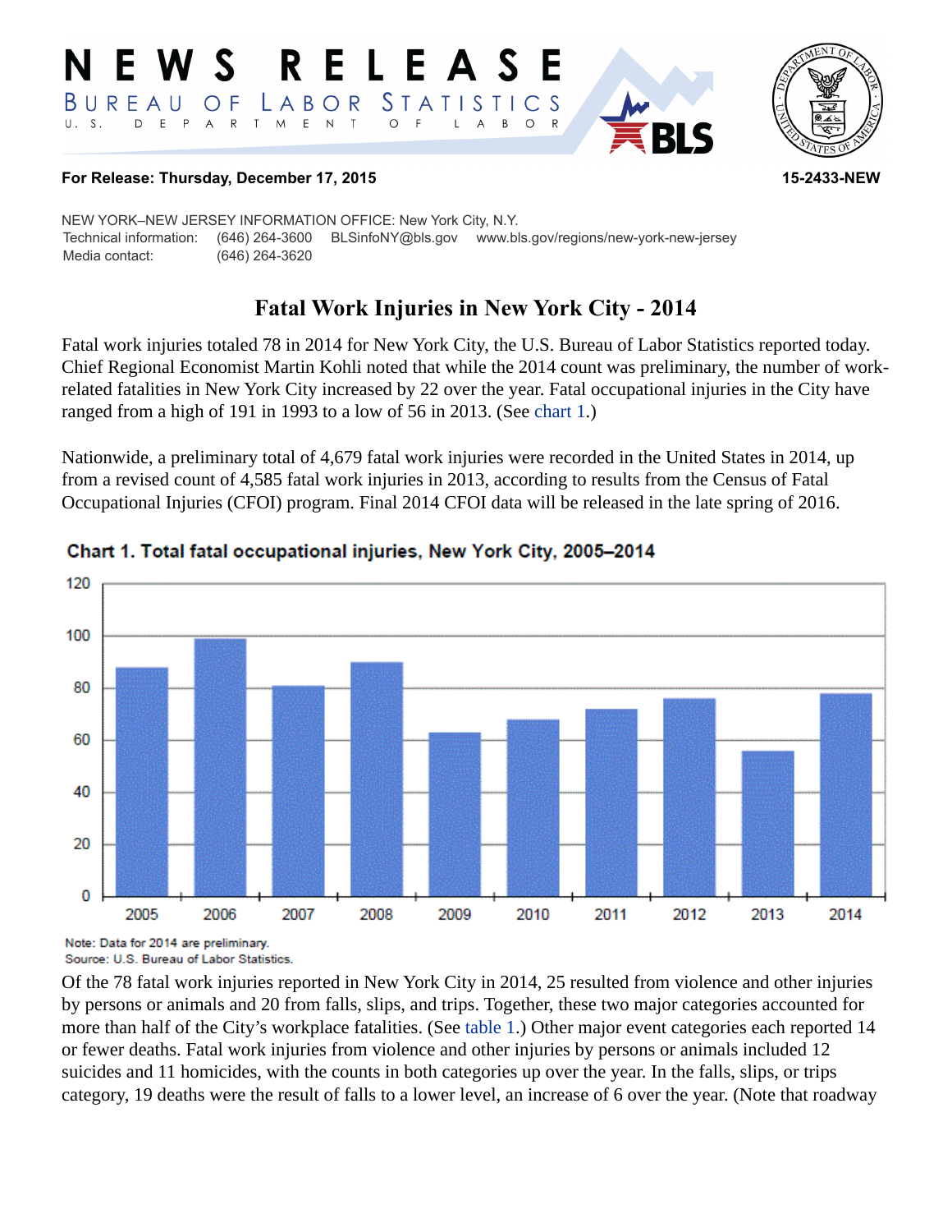# NEWS RELEASE

BUREAU OF LABOR STATISTICS
U. S. DEPARTMENT OF LABOR

**For Release: Thursday, December 17, 2015** **15-2433-NEW**

NEW YORK–NEW JERSEY INFORMATION OFFICE: New York City, N.Y.
Technical information: (646) 264-3600 BLSinfoNY@bls.gov www.bls.gov/regions/new-york-new-jersey
Media contact: (646) 264-3620

## Fatal Work Injuries in New York City - 2014

Fatal work injuries totaled 78 in 2014 for New York City, the U.S. Bureau of Labor Statistics reported today. Chief Regional Economist Martin Kohli noted that while the 2014 count was preliminary, the number of work-related fatalities in New York City increased by 22 over the year. Fatal occupational injuries in the City have ranged from a high of 191 in 1993 to a low of 56 in 2013. (See chart 1.)

Nationwide, a preliminary total of 4,679 fatal work injuries were recorded in the United States in 2014, up from a revised count of 4,585 fatal work injuries in 2013, according to results from the Census of Fatal Occupational Injuries (CFOI) program. Final 2014 CFOI data will be released in the late spring of 2016.

**Chart 1. Total fatal occupational injuries, New York City, 2005–2014**

Note: Data for 2014 are preliminary.
Source: U.S. Bureau of Labor Statistics.

Of the 78 fatal work injuries reported in New York City in 2014, 25 resulted from violence and other injuries by persons or animals and 20 from falls, slips, and trips. Together, these two major categories accounted for more than half of the City's workplace fatalities. (See table 1.) Other major event categories each reported 14 or fewer deaths. Fatal work injuries from violence and other injuries by persons or animals included 12 suicides and 11 homicides, with the counts in both categories up over the year. In the falls, slips, or trips category, 19 deaths were the result of falls to a lower level, an increase of 6 over the year. (Note that roadway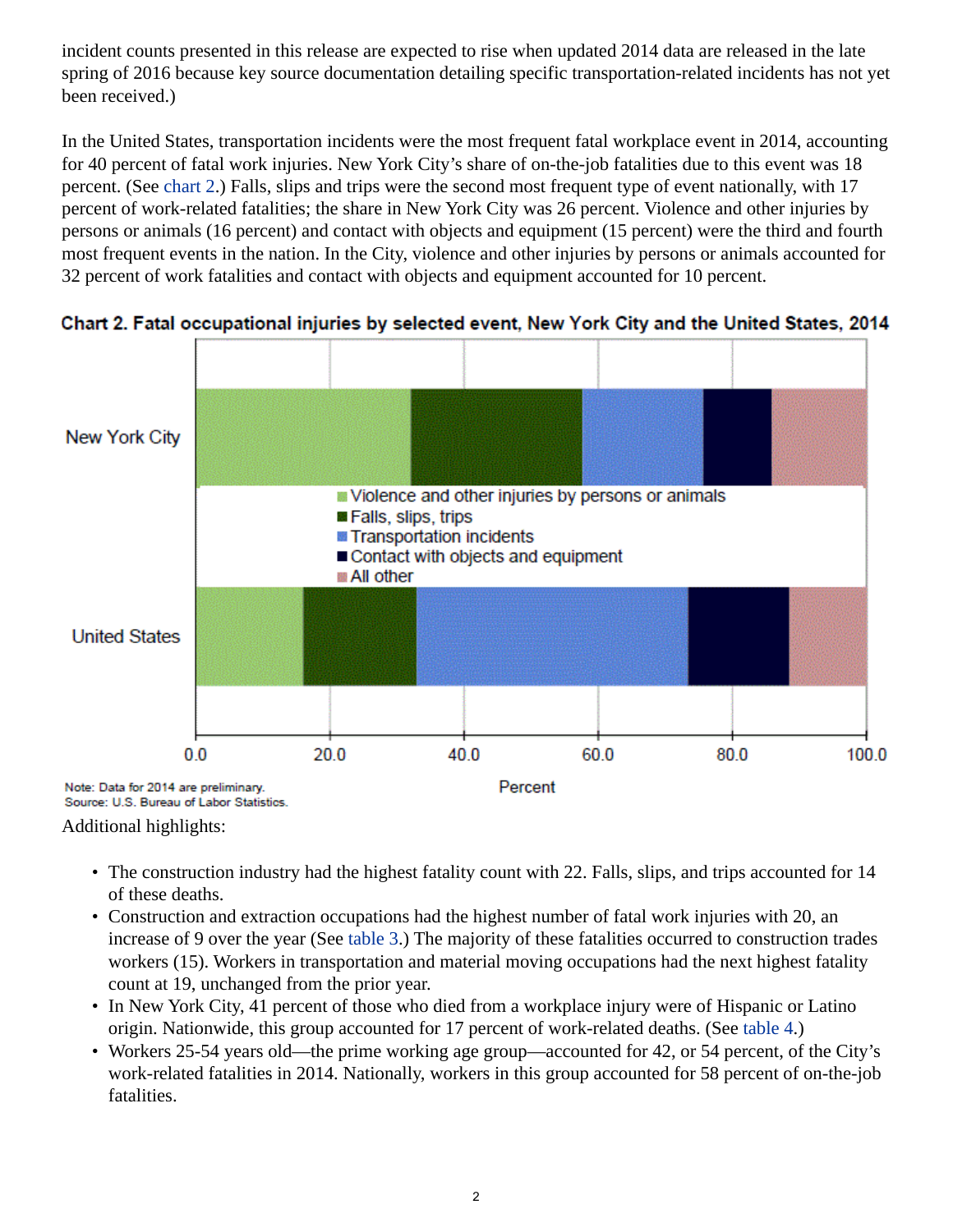incident counts presented in this release are expected to rise when updated 2014 data are released in the late spring of 2016 because key source documentation detailing specific transportation-related incidents has not yet been received.)

In the United States, transportation incidents were the most frequent fatal workplace event in 2014, accounting for 40 percent of fatal work injuries. New York City's share of on-the-job fatalities due to this event was 18 percent. (See chart 2.) Falls, slips and trips were the second most frequent type of event nationally, with 17 percent of work-related fatalities; the share in New York City was 26 percent. Violence and other injuries by persons or animals (16 percent) and contact with objects and equipment (15 percent) were the third and fourth most frequent events in the nation. In the City, violence and other injuries by persons or animals accounted for 32 percent of work fatalities and contact with objects and equipment accounted for 10 percent.

**Chart 2. Fatal occupational injuries by selected event, New York City and the United States, 2014**

Note: Data for 2014 are preliminary.
Source: U.S. Bureau of Labor Statistics.

Additional highlights:

- The construction industry had the highest fatality count with 22. Falls, slips, and trips accounted for 14 of these deaths.
- Construction and extraction occupations had the highest number of fatal work injuries with 20, an increase of 9 over the year (See table 3.) The majority of these fatalities occurred to construction trades workers (15). Workers in transportation and material moving occupations had the next highest fatality count at 19, unchanged from the prior year.
- In New York City, 41 percent of those who died from a workplace injury were of Hispanic or Latino origin. Nationwide, this group accounted for 17 percent of work-related deaths. (See table 4.)
- Workers 25-54 years old—the prime working age group—accounted for 42, or 54 percent, of the City's work-related fatalities in 2014. Nationally, workers in this group accounted for 58 percent of on-the-job fatalities.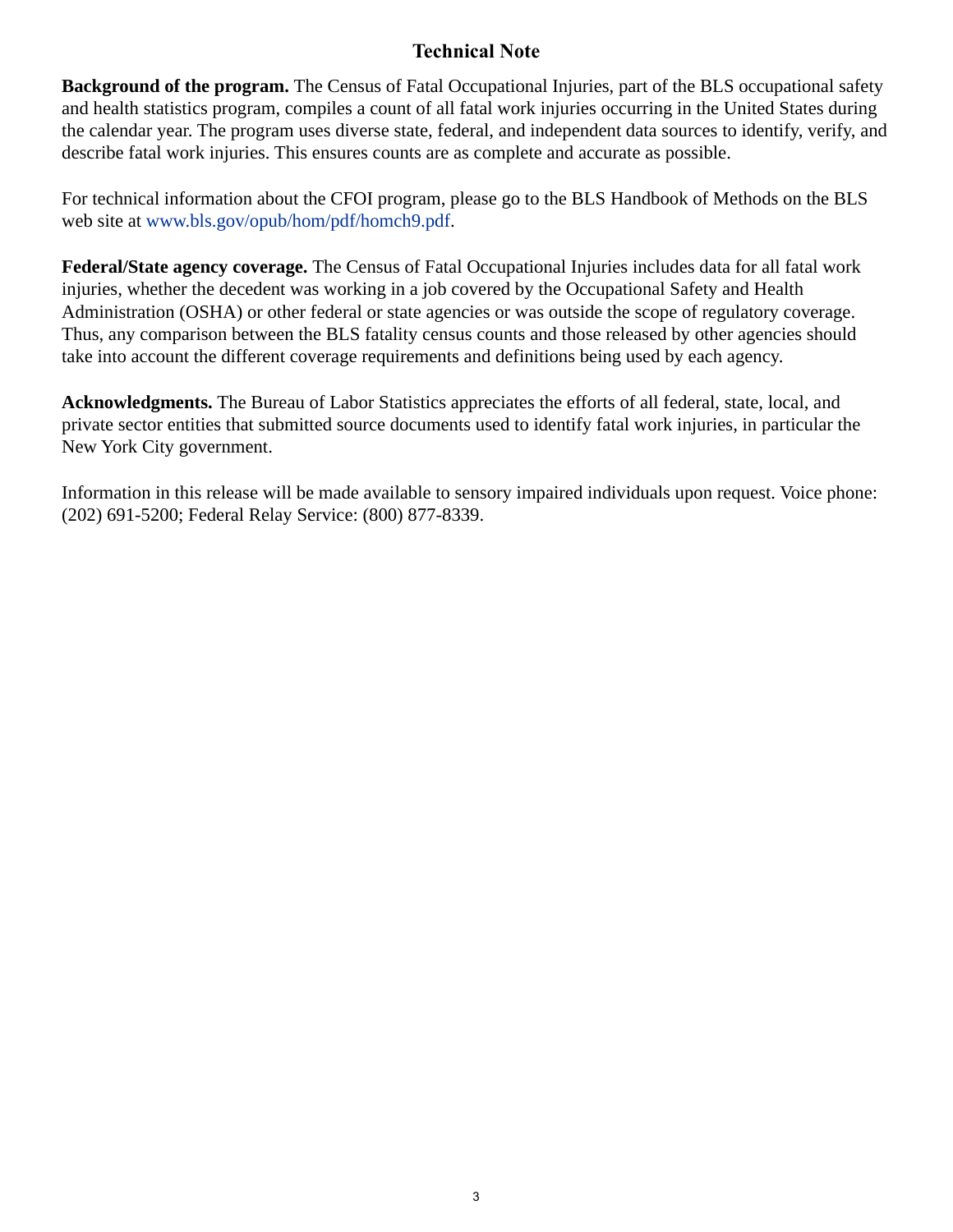# Technical Note

**Background of the program.** The Census of Fatal Occupational Injuries, part of the BLS occupational safety and health statistics program, compiles a count of all fatal work injuries occurring in the United States during the calendar year. The program uses diverse state, federal, and independent data sources to identify, verify, and describe fatal work injuries. This ensures counts are as complete and accurate as possible.

For technical information about the CFOI program, please go to the BLS Handbook of Methods on the BLS web site at www.bls.gov/opub/hom/pdf/homch9.pdf.

**Federal/State agency coverage.** The Census of Fatal Occupational Injuries includes data for all fatal work injuries, whether the decedent was working in a job covered by the Occupational Safety and Health Administration (OSHA) or other federal or state agencies or was outside the scope of regulatory coverage. Thus, any comparison between the BLS fatality census counts and those released by other agencies should take into account the different coverage requirements and definitions being used by each agency.

**Acknowledgments.** The Bureau of Labor Statistics appreciates the efforts of all federal, state, local, and private sector entities that submitted source documents used to identify fatal work injuries, in particular the New York City government.

Information in this release will be made available to sensory impaired individuals upon request. Voice phone: (202) 691-5200; Federal Relay Service: (800) 877-8339.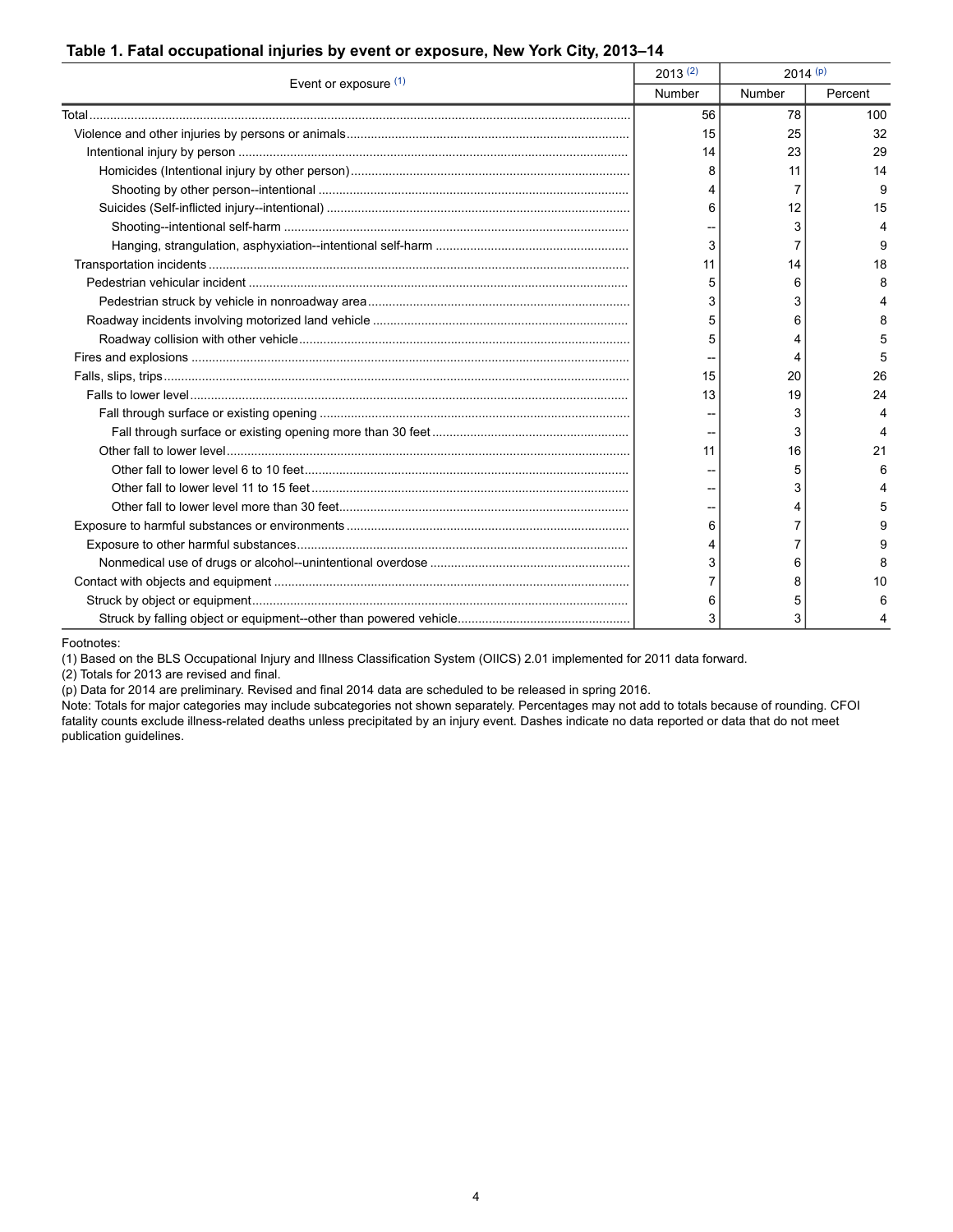### Table 1. Fatal occupational injuries by event or exposure, New York City, 2013–14

| Event or exposure (1) | 2013 (2) | 2014 (p) | |
|---|---|---|---|
| | Number | Number | Percent |
| Total | 56 | 78 | 100 |
| Violence and other injuries by persons or animals | 15 | 25 | 32 |
| Intentional injury by person | 14 | 23 | 29 |
| Homicides (Intentional injury by other person) | 8 | 11 | 14 |
| Shooting by other person--intentional | 4 | 7 | 9 |
| Suicides (Self-inflicted injury--intentional) | 6 | 12 | 15 |
| Shooting--intentional self-harm | -- | 3 | 4 |
| Hanging, strangulation, asphyxiation--intentional self-harm | 3 | 7 | 9 |
| Transportation incidents | 11 | 14 | 18 |
| Pedestrian vehicular incident | 5 | 6 | 8 |
| Pedestrian struck by vehicle in nonroadway area | 3 | 3 | 4 |
| Roadway incidents involving motorized land vehicle | 5 | 6 | 8 |
| Roadway collision with other vehicle | 5 | 4 | 5 |
| Fires and explosions | -- | 4 | 5 |
| Falls, slips, trips | 15 | 20 | 26 |
| Falls to lower level | 13 | 19 | 24 |
| Fall through surface or existing opening | -- | 3 | 4 |
| Fall through surface or existing opening more than 30 feet | -- | 3 | 4 |
| Other fall to lower level | 11 | 16 | 21 |
| Other fall to lower level 6 to 10 feet | -- | 5 | 6 |
| Other fall to lower level 11 to 15 feet | -- | 3 | 4 |
| Other fall to lower level more than 30 feet | -- | 4 | 5 |
| Exposure to harmful substances or environments | 6 | 7 | 9 |
| Exposure to other harmful substances | 4 | 7 | 9 |
| Nonmedical use of drugs or alcohol--unintentional overdose | 3 | 6 | 8 |
| Contact with objects and equipment | 7 | 8 | 10 |
| Struck by object or equipment | 6 | 5 | 6 |
| Struck by falling object or equipment--other than powered vehicle | 3 | 3 | 4 |

Footnotes:
(1) Based on the BLS Occupational Injury and Illness Classification System (OIICS) 2.01 implemented for 2011 data forward.
(2) Totals for 2013 are revised and final.
(p) Data for 2014 are preliminary. Revised and final 2014 data are scheduled to be released in spring 2016.
Note: Totals for major categories may include subcategories not shown separately. Percentages may not add to totals because of rounding. CFOI fatality counts exclude illness-related deaths unless precipitated by an injury event. Dashes indicate no data reported or data that do not meet publication guidelines.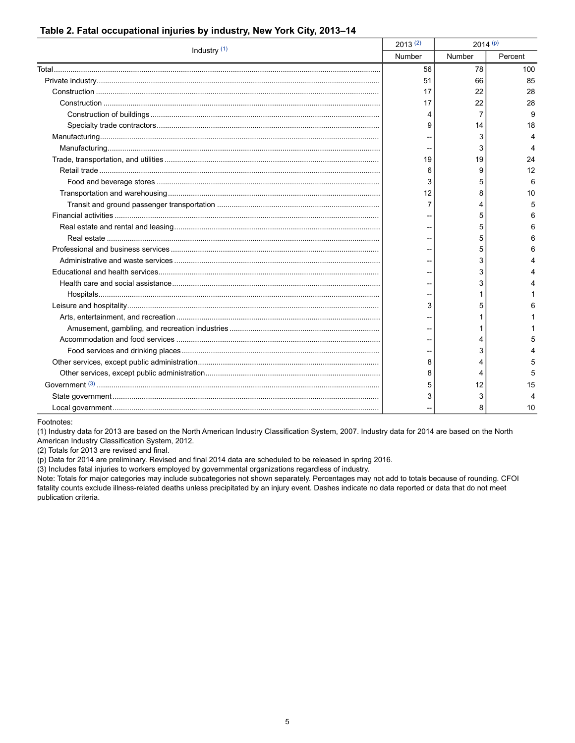**Table 2. Fatal occupational injuries by industry, New York City, 2013–14**

| Industry [1] | 2013 [2] | 2014 [p] | |
|---|---|---|---|
| | Number | Number | Percent |
| Total | 56 | 78 | 100 |
| Private industry | 51 | 66 | 85 |
| Construction | 17 | 22 | 28 |
| Construction | 17 | 22 | 28 |
| Construction of buildings | 4 | 7 | 9 |
| Specialty trade contractors | 9 | 14 | 18 |
| Manufacturing | -- | 3 | 4 |
| Manufacturing | -- | 3 | 4 |
| Trade, transportation, and utilities | 19 | 19 | 24 |
| Retail trade | 6 | 9 | 12 |
| Food and beverage stores | 3 | 5 | 6 |
| Transportation and warehousing | 12 | 8 | 10 |
| Transit and ground passenger transportation | 7 | 4 | 5 |
| Financial activities | -- | 5 | 6 |
| Real estate and rental and leasing | -- | 5 | 6 |
| Real estate | -- | 5 | 6 |
| Professional and business services | -- | 5 | 6 |
| Administrative and waste services | -- | 3 | 4 |
| Educational and health services | -- | 3 | 4 |
| Health care and social assistance | -- | 3 | 4 |
| Hospitals | -- | 1 | 1 |
| Leisure and hospitality | 3 | 5 | 6 |
| Arts, entertainment, and recreation | -- | 1 | 1 |
| Amusement, gambling, and recreation industries | -- | 1 | 1 |
| Accommodation and food services | -- | 4 | 5 |
| Food services and drinking places | -- | 3 | 4 |
| Other services, except public administration | 8 | 4 | 5 |
| Other services, except public administration | 8 | 4 | 5 |
| Government [3] | 5 | 12 | 15 |
| State government | 3 | 3 | 4 |
| Local government | -- | 8 | 10 |

Footnotes:

(1) Industry data for 2013 are based on the North American Industry Classification System, 2007. Industry data for 2014 are based on the North American Industry Classification System, 2012.

(2) Totals for 2013 are revised and final.

(p) Data for 2014 are preliminary. Revised and final 2014 data are scheduled to be released in spring 2016.

(3) Includes fatal injuries to workers employed by governmental organizations regardless of industry.

Note: Totals for major categories may include subcategories not shown separately. Percentages may not add to totals because of rounding. CFOI fatality counts exclude illness-related deaths unless precipitated by an injury event. Dashes indicate no data reported or data that do not meet publication criteria.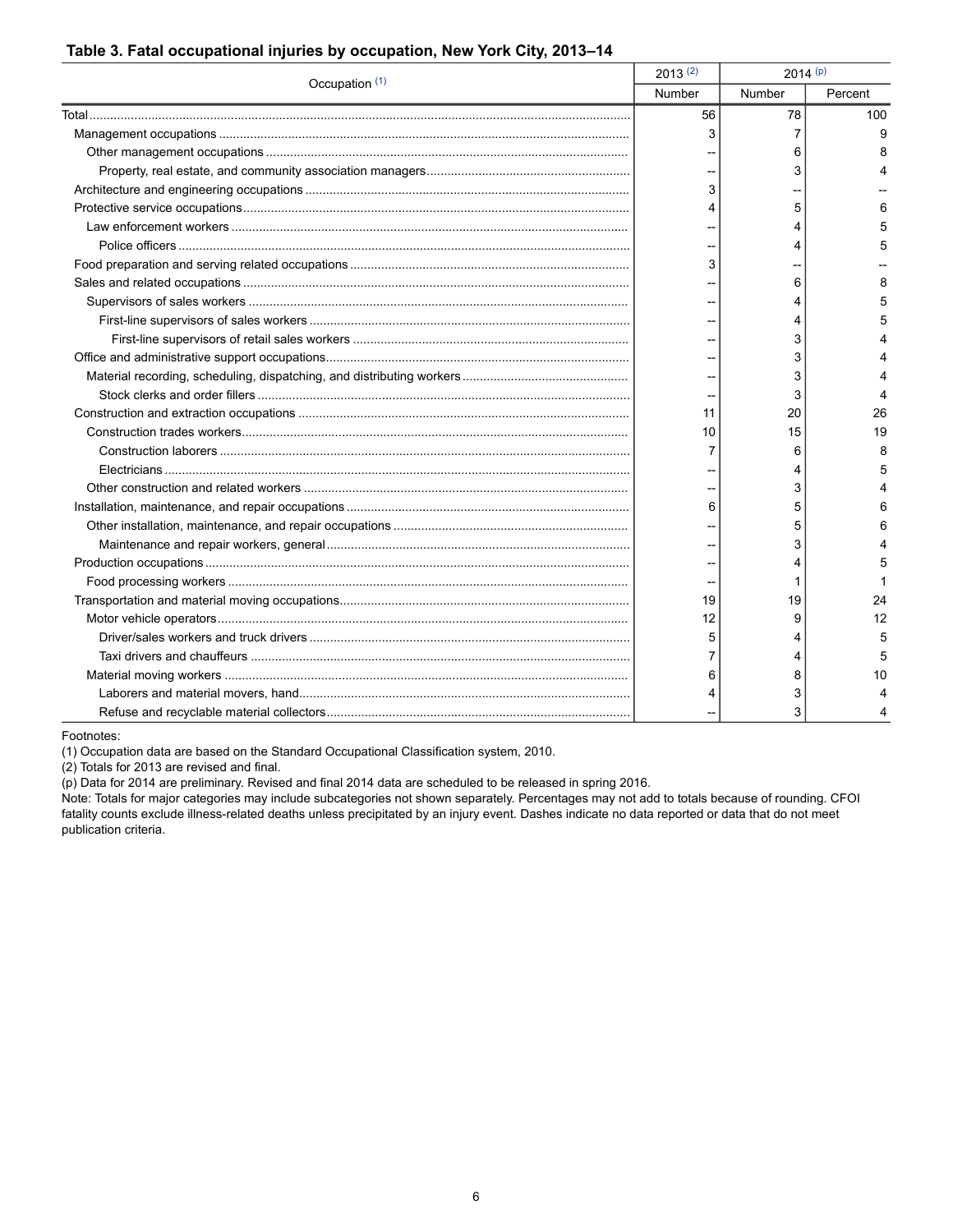**Table 3. Fatal occupational injuries by occupation, New York City, 2013–14**

| Occupation (1) | 2013 (2) | 2014 (p) | |
|---|---|---|---|
| | Number | Number | Percent |
| Total | 56 | 78 | 100 |
| Management occupations | 3 | 7 | 9 |
| Other management occupations | -- | 6 | 8 |
| Property, real estate, and community association managers | -- | 3 | 4 |
| Architecture and engineering occupations | 3 | -- | -- |
| Protective service occupations | 4 | 5 | 6 |
| Law enforcement workers | -- | 4 | 5 |
| Police officers | -- | 4 | 5 |
| Food preparation and serving related occupations | 3 | -- | -- |
| Sales and related occupations | -- | 6 | 8 |
| Supervisors of sales workers | -- | 4 | 5 |
| First-line supervisors of sales workers | -- | 4 | 5 |
| First-line supervisors of retail sales workers | -- | 3 | 4 |
| Office and administrative support occupations | -- | 3 | 4 |
| Material recording, scheduling, dispatching, and distributing workers | -- | 3 | 4 |
| Stock clerks and order fillers | -- | 3 | 4 |
| Construction and extraction occupations | 11 | 20 | 26 |
| Construction trades workers | 10 | 15 | 19 |
| Construction laborers | 7 | 6 | 8 |
| Electricians | -- | 4 | 5 |
| Other construction and related workers | -- | 3 | 4 |
| Installation, maintenance, and repair occupations | 6 | 5 | 6 |
| Other installation, maintenance, and repair occupations | -- | 5 | 6 |
| Maintenance and repair workers, general | -- | 3 | 4 |
| Production occupations | -- | 4 | 5 |
| Food processing workers | -- | 1 | 1 |
| Transportation and material moving occupations | 19 | 19 | 24 |
| Motor vehicle operators | 12 | 9 | 12 |
| Driver/sales workers and truck drivers | 5 | 4 | 5 |
| Taxi drivers and chauffeurs | 7 | 4 | 5 |
| Material moving workers | 6 | 8 | 10 |
| Laborers and material movers, hand | 4 | 3 | 4 |
| Refuse and recyclable material collectors | -- | 3 | 4 |

Footnotes:
(1) Occupation data are based on the Standard Occupational Classification system, 2010.
(2) Totals for 2013 are revised and final.
(p) Data for 2014 are preliminary. Revised and final 2014 data are scheduled to be released in spring 2016.
Note: Totals for major categories may include subcategories not shown separately. Percentages may not add to totals because of rounding. CFOI fatality counts exclude illness-related deaths unless precipitated by an injury event. Dashes indicate no data reported or data that do not meet publication criteria.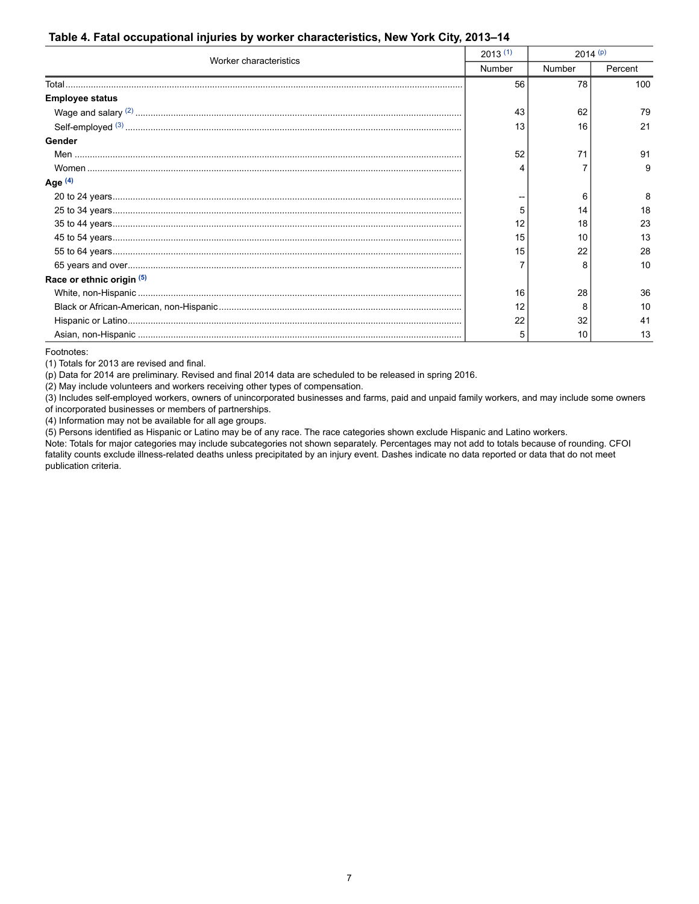**Table 4. Fatal occupational injuries by worker characteristics, New York City, 2013–14**

| Worker characteristics | 2013 (1) | 2014 (p) | |
|---|---|---|---|
| | Number | Number | Percent |
| Total | 56 | 78 | 100 |
| **Employee status** | | | |
| Wage and salary (2) | 43 | 62 | 79 |
| Self-employed (3) | 13 | 16 | 21 |
| **Gender** | | | |
| Men | 52 | 71 | 91 |
| Women | 4 | 7 | 9 |
| **Age (4)** | | | |
| 20 to 24 years | -- | 6 | 8 |
| 25 to 34 years | 5 | 14 | 18 |
| 35 to 44 years | 12 | 18 | 23 |
| 45 to 54 years | 15 | 10 | 13 |
| 55 to 64 years | 15 | 22 | 28 |
| 65 years and over | 7 | 8 | 10 |
| **Race or ethnic origin (5)** | | | |
| White, non-Hispanic | 16 | 28 | 36 |
| Black or African-American, non-Hispanic | 12 | 8 | 10 |
| Hispanic or Latino | 22 | 32 | 41 |
| Asian, non-Hispanic | 5 | 10 | 13 |

Footnotes:
(1) Totals for 2013 are revised and final.
(p) Data for 2014 are preliminary. Revised and final 2014 data are scheduled to be released in spring 2016.
(2) May include volunteers and workers receiving other types of compensation.
(3) Includes self-employed workers, owners of unincorporated businesses and farms, paid and unpaid family workers, and may include some owners of incorporated businesses or members of partnerships.
(4) Information may not be available for all age groups.
(5) Persons identified as Hispanic or Latino may be of any race. The race categories shown exclude Hispanic and Latino workers.
Note: Totals for major categories may include subcategories not shown separately. Percentages may not add to totals because of rounding. CFOI fatality counts exclude illness-related deaths unless precipitated by an injury event. Dashes indicate no data reported or data that do not meet publication criteria.